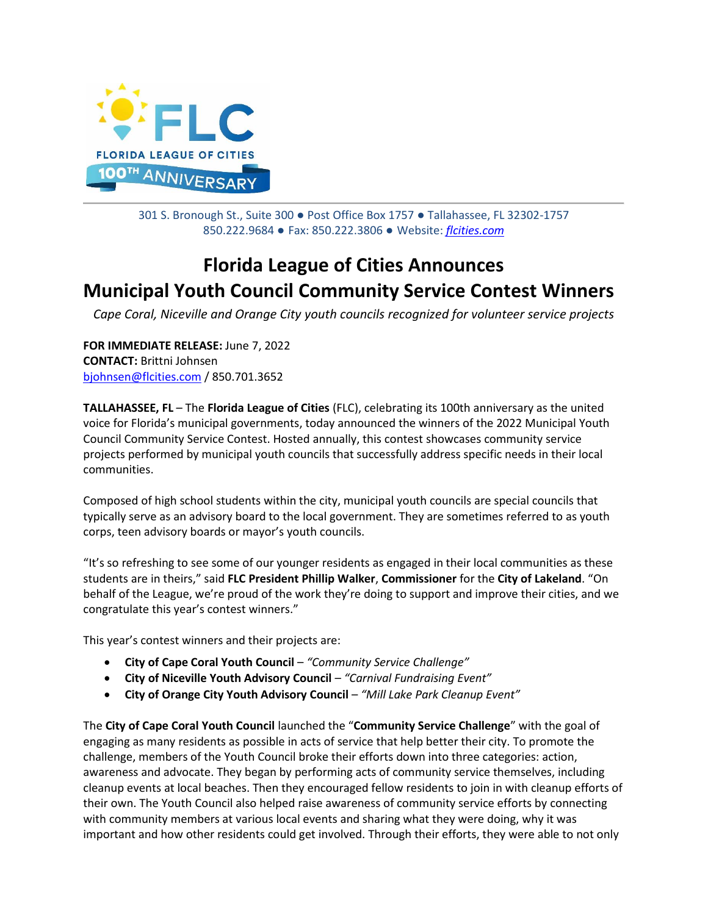FLC

FLORIDA LEAGUE OF CITIES

100TH ANNIVERSARY

301 S. Bronough St., Suite 300 ● Post Office Box 1757 ● Tallahassee, FL 32302-1757
850.222.9684 ● Fax: 850.222.3806 ● Website: *flcities.com*

# Florida League of Cities Announces Municipal Youth Council Community Service Contest Winners

*Cape Coral, Niceville and Orange City youth councils recognized for volunteer service projects*

**FOR IMMEDIATE RELEASE:** June 7, 2022
**CONTACT:** Brittni Johnsen
bjohnsen@flcities.com / 850.701.3652

**TALLAHASSEE, FL** – The **Florida League of Cities** (FLC), celebrating its 100th anniversary as the united voice for Florida's municipal governments, today announced the winners of the 2022 Municipal Youth Council Community Service Contest. Hosted annually, this contest showcases community service projects performed by municipal youth councils that successfully address specific needs in their local communities.

Composed of high school students within the city, municipal youth councils are special councils that typically serve as an advisory board to the local government. They are sometimes referred to as youth corps, teen advisory boards or mayor's youth councils.

"It's so refreshing to see some of our younger residents as engaged in their local communities as these students are in theirs," said **FLC President Phillip Walker**, **Commissioner** for the **City of Lakeland**. "On behalf of the League, we're proud of the work they're doing to support and improve their cities, and we congratulate this year's contest winners."

This year's contest winners and their projects are:

- **City of Cape Coral Youth Council** – *"Community Service Challenge"*
- **City of Niceville Youth Advisory Council** – *"Carnival Fundraising Event"*
- **City of Orange City Youth Advisory Council** – *"Mill Lake Park Cleanup Event"*

The **City of Cape Coral Youth Council** launched the "**Community Service Challenge**" with the goal of engaging as many residents as possible in acts of service that help better their city. To promote the challenge, members of the Youth Council broke their efforts down into three categories: action, awareness and advocate. They began by performing acts of community service themselves, including cleanup events at local beaches. Then they encouraged fellow residents to join in with cleanup efforts of their own. The Youth Council also helped raise awareness of community service efforts by connecting with community members at various local events and sharing what they were doing, why it was important and how other residents could get involved. Through their efforts, they were able to not only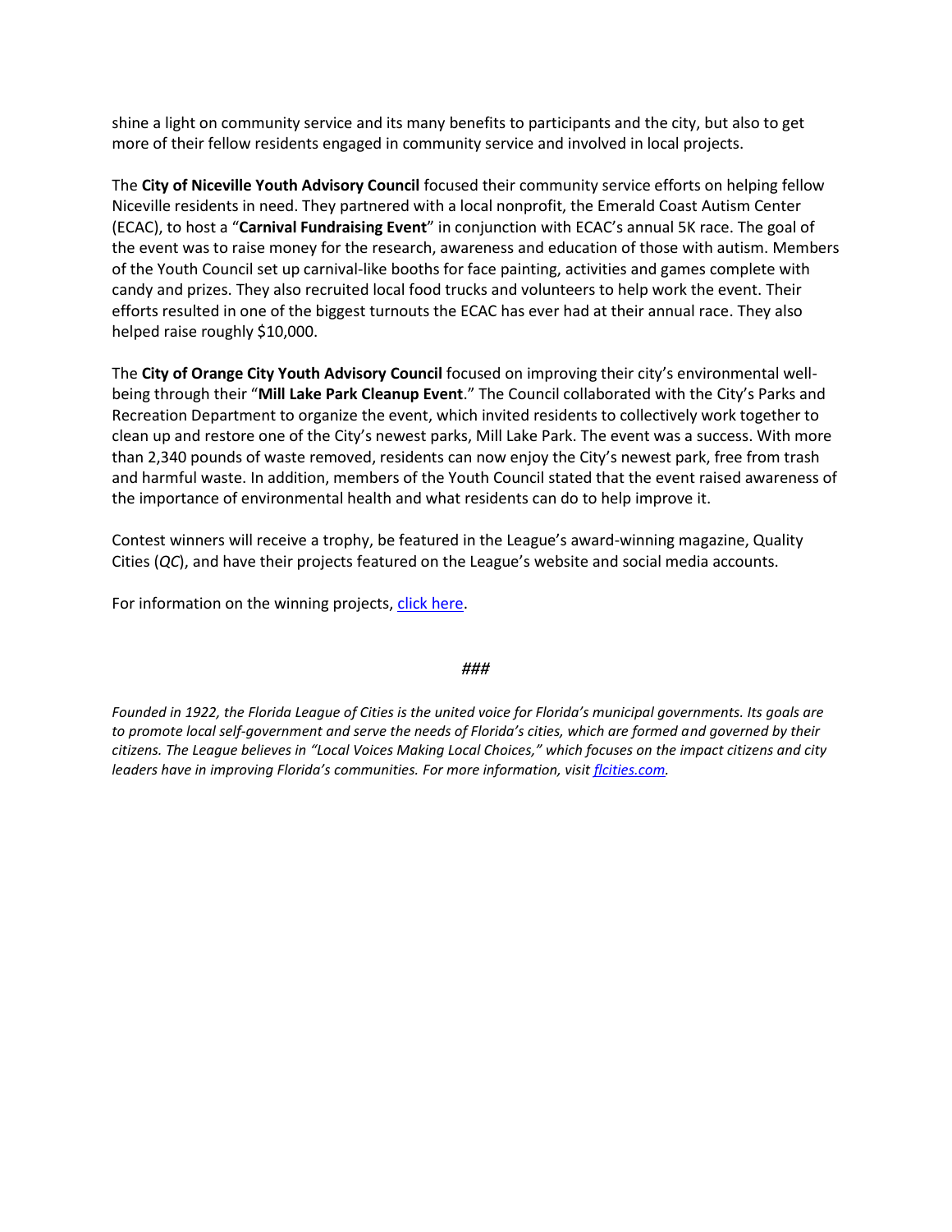shine a light on community service and its many benefits to participants and the city, but also to get more of their fellow residents engaged in community service and involved in local projects.

The **City of Niceville Youth Advisory Council** focused their community service efforts on helping fellow Niceville residents in need. They partnered with a local nonprofit, the Emerald Coast Autism Center (ECAC), to host a "**Carnival Fundraising Event**" in conjunction with ECAC's annual 5K race. The goal of the event was to raise money for the research, awareness and education of those with autism. Members of the Youth Council set up carnival-like booths for face painting, activities and games complete with candy and prizes. They also recruited local food trucks and volunteers to help work the event. Their efforts resulted in one of the biggest turnouts the ECAC has ever had at their annual race. They also helped raise roughly $10,000.

The **City of Orange City Youth Advisory Council** focused on improving their city's environmental well-being through their "**Mill Lake Park Cleanup Event**." The Council collaborated with the City's Parks and Recreation Department to organize the event, which invited residents to collectively work together to clean up and restore one of the City's newest parks, Mill Lake Park. The event was a success. With more than 2,340 pounds of waste removed, residents can now enjoy the City's newest park, free from trash and harmful waste. In addition, members of the Youth Council stated that the event raised awareness of the importance of environmental health and what residents can do to help improve it.

Contest winners will receive a trophy, be featured in the League's award-winning magazine, Quality Cities (*QC*), and have their projects featured on the League's website and social media accounts.

For information on the winning projects, click here.

###

*Founded in 1922, the Florida League of Cities is the united voice for Florida's municipal governments. Its goals are to promote local self-government and serve the needs of Florida's cities, which are formed and governed by their citizens. The League believes in "Local Voices Making Local Choices," which focuses on the impact citizens and city leaders have in improving Florida's communities. For more information, visit flcities.com.*